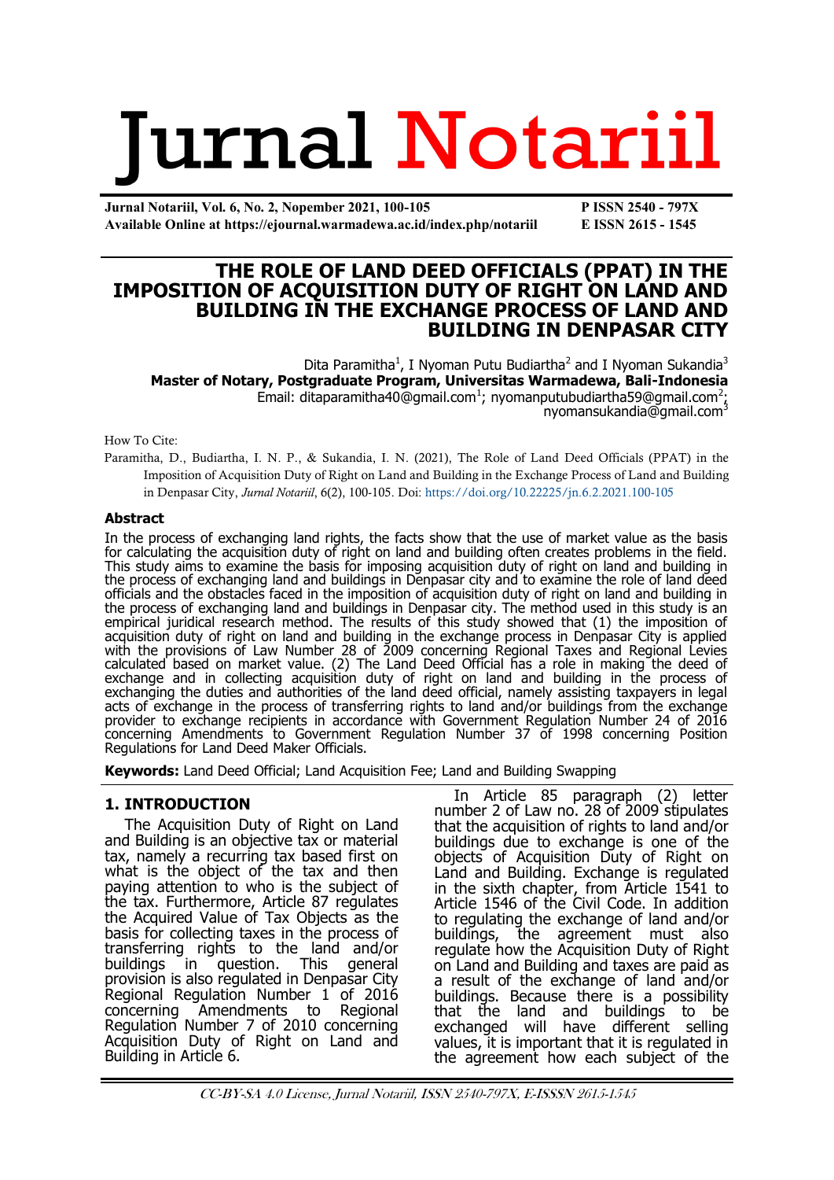# THE ROLE OF LAND DEED OFFICIALS (PPAT) IN THE IMPOSITION OF ACQUISITION DUTY OF RIGHT ON LAND AND BUILDING IN THE EXCHANGE PROCESS OF LAND AND BUILDING IN DENPASAR CITY

Dita Paramitha[1], I Nyoman Putu Budiartha[2] and I Nyoman Sukandia[3]

**Master of Notary, Postgraduate Program, Universitas Warmadewa, Bali-Indonesia**

Email: ditaparamitha40@gmail.com[1]; nyomanputubudiartha59@gmail.com[2]; nyomansukandia@gmail.com[3]

How To Cite:

Paramitha, D., Budiartha, I. N. P., & Sukandia, I. N. (2021), The Role of Land Deed Officials (PPAT) in the Imposition of Acquisition Duty of Right on Land and Building in the Exchange Process of Land and Building in Denpasar City, *Jurnal Notariil*, 6(2), 100-105. Doi: https://doi.org/10.22225/jn.6.2.2021.100-105

## Abstract

In the process of exchanging land rights, the facts show that the use of market value as the basis for calculating the acquisition duty of right on land and building often creates problems in the field. This study aims to examine the basis for imposing acquisition duty of right on land and building in the process of exchanging land and buildings in Denpasar city and to examine the role of land deed officials and the obstacles faced in the imposition of acquisition duty of right on land and building in the process of exchanging land and buildings in Denpasar city. The method used in this study is an empirical juridical research method. The results of this study showed that (1) the imposition of acquisition duty of right on land and building in the exchange process in Denpasar City is applied with the provisions of Law Number 28 of 2009 concerning Regional Taxes and Regional Levies calculated based on market value. (2) The Land Deed Official has a role in making the deed of exchange and in collecting acquisition duty of right on land and building in the process of exchanging the duties and authorities of the land deed official, namely assisting taxpayers in legal acts of exchange in the process of transferring rights to land and/or buildings from the exchange provider to exchange recipients in accordance with Government Regulation Number 24 of 2016 concerning Amendments to Government Regulation Number 37 of 1998 concerning Position Regulations for Land Deed Maker Officials.

**Keywords:** Land Deed Official; Land Acquisition Fee; Land and Building Swapping

## 1. INTRODUCTION

The Acquisition Duty of Right on Land and Building is an objective tax or material tax, namely a recurring tax based first on what is the object of the tax and then paying attention to who is the subject of the tax. Furthermore, Article 87 regulates the Acquired Value of Tax Objects as the basis for collecting taxes in the process of transferring rights to the land and/or buildings in question. This general provision is also regulated in Denpasar City Regional Regulation Number 1 of 2016 concerning Amendments to Regional Regulation Number 7 of 2010 concerning Acquisition Duty of Right on Land and Building in Article 6.

In Article 85 paragraph (2) letter number 2 of Law no. 28 of 2009 stipulates that the acquisition of rights to land and/or buildings due to exchange is one of the objects of Acquisition Duty of Right on Land and Building. Exchange is regulated in the sixth chapter, from Article 1541 to Article 1546 of the Civil Code. In addition to regulating the exchange of land and/or buildings, the agreement must also regulate how the Acquisition Duty of Right on Land and Building and taxes are paid as a result of the exchange of land and/or buildings. Because there is a possibility that the land and buildings to be exchanged will have different selling values, it is important that it is regulated in the agreement how each subject of the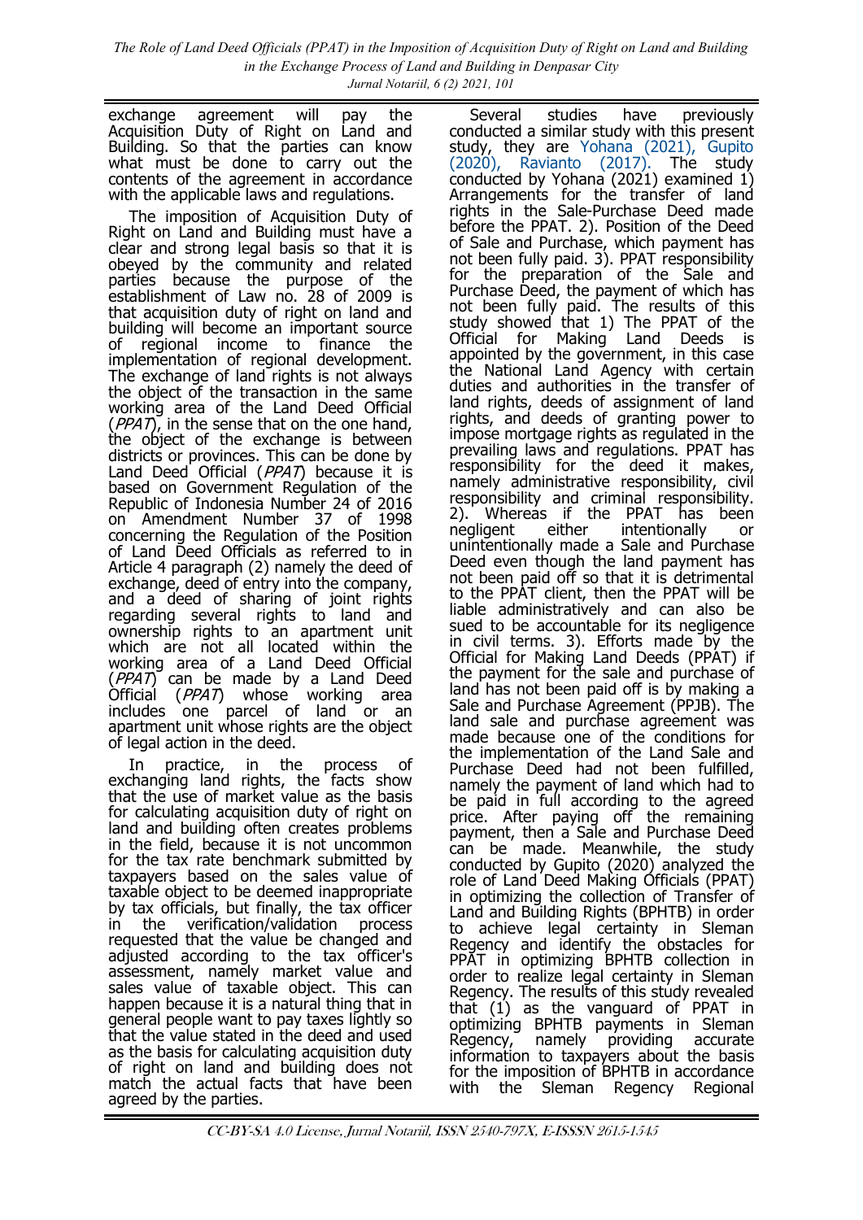exchange agreement will pay the Acquisition Duty of Right on Land and Building. So that the parties can know what must be done to carry out the contents of the agreement in accordance with the applicable laws and regulations.

The imposition of Acquisition Duty of Right on Land and Building must have a clear and strong legal basis so that it is obeyed by the community and related parties because the purpose of the establishment of Law no. 28 of 2009 is that acquisition duty of right on land and building will become an important source of regional income to finance the implementation of regional development. The exchange of land rights is not always the object of the transaction in the same working area of the Land Deed Official (*PPAT*), in the sense that on the one hand, the object of the exchange is between districts or provinces. This can be done by Land Deed Official (*PPAT*) because it is based on Government Regulation of the Republic of Indonesia Number 24 of 2016 on Amendment Number 37 of 1998 concerning the Regulation of the Position of Land Deed Officials as referred to in Article 4 paragraph (2) namely the deed of exchange, deed of entry into the company, and a deed of sharing of joint rights regarding several rights to land and ownership rights to an apartment unit which are not all located within the working area of a Land Deed Official (*PPAT*) can be made by a Land Deed Official (*PPAT*) whose working area includes one parcel of land or an apartment unit whose rights are the object of legal action in the deed.

In practice, in the process of exchanging land rights, the facts show that the use of market value as the basis for calculating acquisition duty of right on land and building often creates problems in the field, because it is not uncommon for the tax rate benchmark submitted by taxpayers based on the sales value of taxable object to be deemed inappropriate by tax officials, but finally, the tax officer in the verification/validation process requested that the value be changed and adjusted according to the tax officer's assessment, namely market value and sales value of taxable object. This can happen because it is a natural thing that in general people want to pay taxes lightly so that the value stated in the deed and used as the basis for calculating acquisition duty of right on land and building does not match the actual facts that have been agreed by the parties.

Several studies have previously conducted a similar study with this present study, they are Yohana (2021), Gupito (2020), Ravianto (2017). The study conducted by Yohana (2021) examined 1) Arrangements for the transfer of land rights in the Sale-Purchase Deed made before the PPAT. 2). Position of the Deed of Sale and Purchase, which payment has not been fully paid. 3). PPAT responsibility for the preparation of the Sale and Purchase Deed, the payment of which has not been fully paid. The results of this study showed that 1) The PPAT of the Official for Making Land Deeds is appointed by the government, in this case the National Land Agency with certain duties and authorities in the transfer of land rights, deeds of assignment of land rights, and deeds of granting power to impose mortgage rights as regulated in the prevailing laws and regulations. PPAT has responsibility for the deed it makes, namely administrative responsibility, civil responsibility and criminal responsibility. 2). Whereas if the PPAT has been negligent either intentionally or unintentionally made a Sale and Purchase Deed even though the land payment has not been paid off so that it is detrimental to the PPAT client, then the PPAT will be liable administratively and can also be sued to be accountable for its negligence in civil terms. 3). Efforts made by the Official for Making Land Deeds (PPAT) if the payment for the sale and purchase of land has not been paid off is by making a Sale and Purchase Agreement (PPJB). The land sale and purchase agreement was made because one of the conditions for the implementation of the Land Sale and Purchase Deed had not been fulfilled, namely the payment of land which had to be paid in full according to the agreed price. After paying off the remaining payment, then a Sale and Purchase Deed can be made. Meanwhile, the study conducted by Gupito (2020) analyzed the role of Land Deed Making Officials (PPAT) in optimizing the collection of Transfer of Land and Building Rights (BPHTB) in order to achieve legal certainty in Sleman Regency and identify the obstacles for PPAT in optimizing BPHTB collection in order to realize legal certainty in Sleman Regency. The results of this study revealed that (1) as the vanguard of PPAT in optimizing BPHTB payments in Sleman Regency, namely providing accurate information to taxpayers about the basis for the imposition of BPHTB in accordance with the Sleman Regency Regional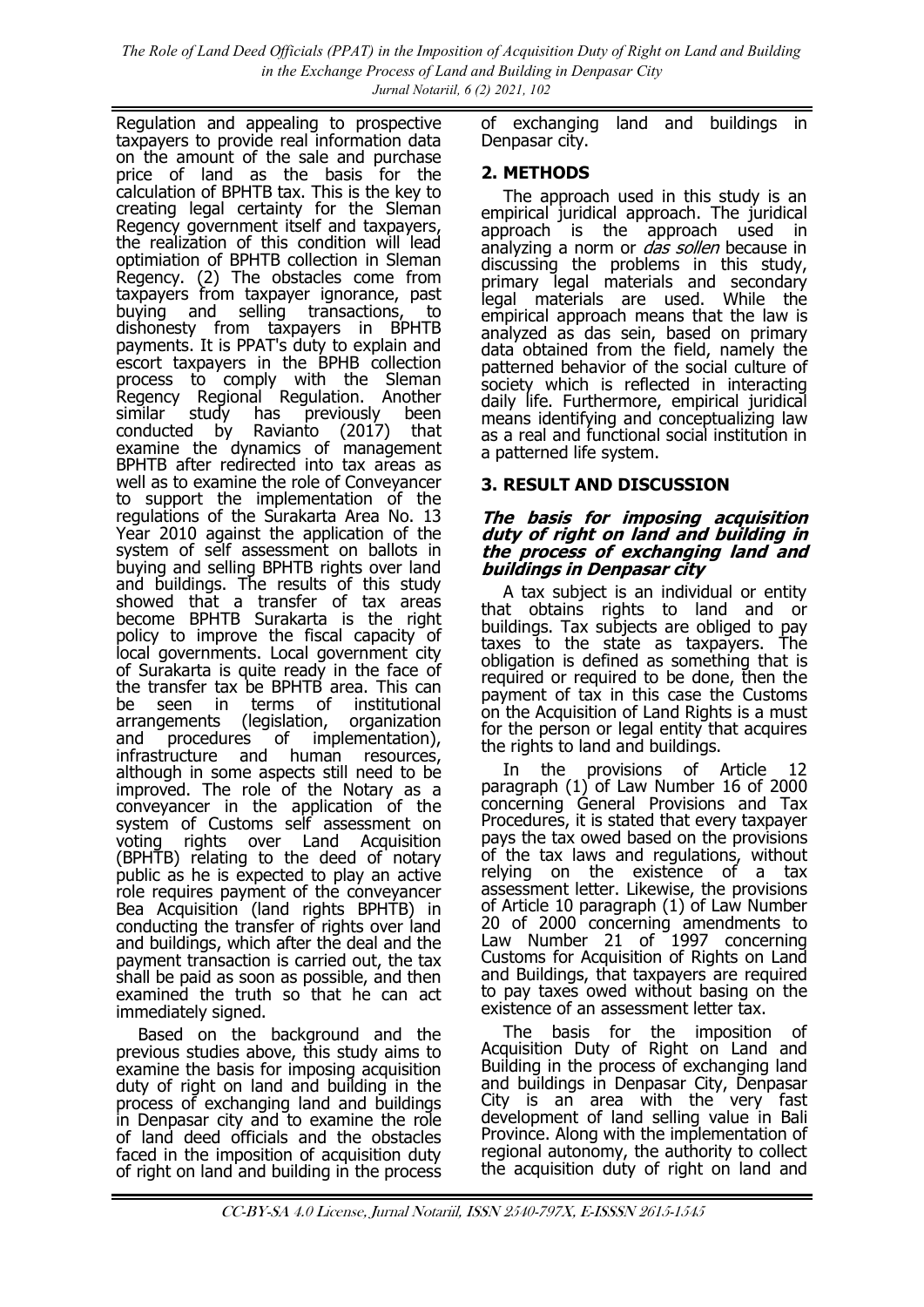Regulation and appealing to prospective taxpayers to provide real information data on the amount of the sale and purchase price of land as the basis for the calculation of BPHTB tax. This is the key to creating legal certainty for the Sleman Regency government itself and taxpayers, the realization of this condition will lead optimiation of BPHTB collection in Sleman Regency. (2) The obstacles come from taxpayers from taxpayer ignorance, past buying and selling transactions, to dishonesty from taxpayers in BPHTB payments. It is PPAT's duty to explain and escort taxpayers in the BPHB collection process to comply with the Sleman Regency Regional Regulation. Another similar study has previously been conducted by Ravianto (2017) that examine the dynamics of management BPHTB after redirected into tax areas as well as to examine the role of Conveyancer to support the implementation of the regulations of the Surakarta Area No. 13 Year 2010 against the application of the system of self assessment on ballots in buying and selling BPHTB rights over land and buildings. The results of this study showed that a transfer of tax areas become BPHTB Surakarta is the right policy to improve the fiscal capacity of local governments. Local government city of Surakarta is quite ready in the face of the transfer tax be BPHTB area. This can be seen in terms of institutional arrangements (legislation, organization and procedures of implementation), infrastructure and human resources, although in some aspects still need to be improved. The role of the Notary as a conveyancer in the application of the system of Customs self assessment on voting rights over Land Acquisition (BPHTB) relating to the deed of notary public as he is expected to play an active role requires payment of the conveyancer Bea Acquisition (land rights BPHTB) in conducting the transfer of rights over land and buildings, which after the deal and the payment transaction is carried out, the tax shall be paid as soon as possible, and then examined the truth so that he can act immediately signed.

Based on the background and the previous studies above, this study aims to examine the basis for imposing acquisition duty of right on land and building in the process of exchanging land and buildings in Denpasar city and to examine the role of land deed officials and the obstacles faced in the imposition of acquisition duty of right on land and building in the process of exchanging land and buildings in Denpasar city.

## 2. METHODS

The approach used in this study is an empirical juridical approach. The juridical approach is the approach used in analyzing a norm or *das sollen* because in discussing the problems in this study, primary legal materials and secondary legal materials are used. While the empirical approach means that the law is analyzed as das sein, based on primary data obtained from the field, namely the patterned behavior of the social culture of society which is reflected in interacting daily life. Furthermore, empirical juridical means identifying and conceptualizing law as a real and functional social institution in a patterned life system.

## 3. RESULT AND DISCUSSION

### *The basis for imposing acquisition duty of right on land and building in the process of exchanging land and buildings in Denpasar city*

A tax subject is an individual or entity that obtains rights to land and or buildings. Tax subjects are obliged to pay taxes to the state as taxpayers. The obligation is defined as something that is required or required to be done, then the payment of tax in this case the Customs on the Acquisition of Land Rights is a must for the person or legal entity that acquires the rights to land and buildings.

In the provisions of Article 12 paragraph (1) of Law Number 16 of 2000 concerning General Provisions and Tax Procedures, it is stated that every taxpayer pays the tax owed based on the provisions of the tax laws and regulations, without relying on the existence of a tax assessment letter. Likewise, the provisions of Article 10 paragraph (1) of Law Number 20 of 2000 concerning amendments to Law Number 21 of 1997 concerning Customs for Acquisition of Rights on Land and Buildings, that taxpayers are required to pay taxes owed without basing on the existence of an assessment letter tax.

The basis for the imposition of Acquisition Duty of Right on Land and Building in the process of exchanging land and buildings in Denpasar City, Denpasar City is an area with the very fast development of land selling value in Bali Province. Along with the implementation of regional autonomy, the authority to collect the acquisition duty of right on land and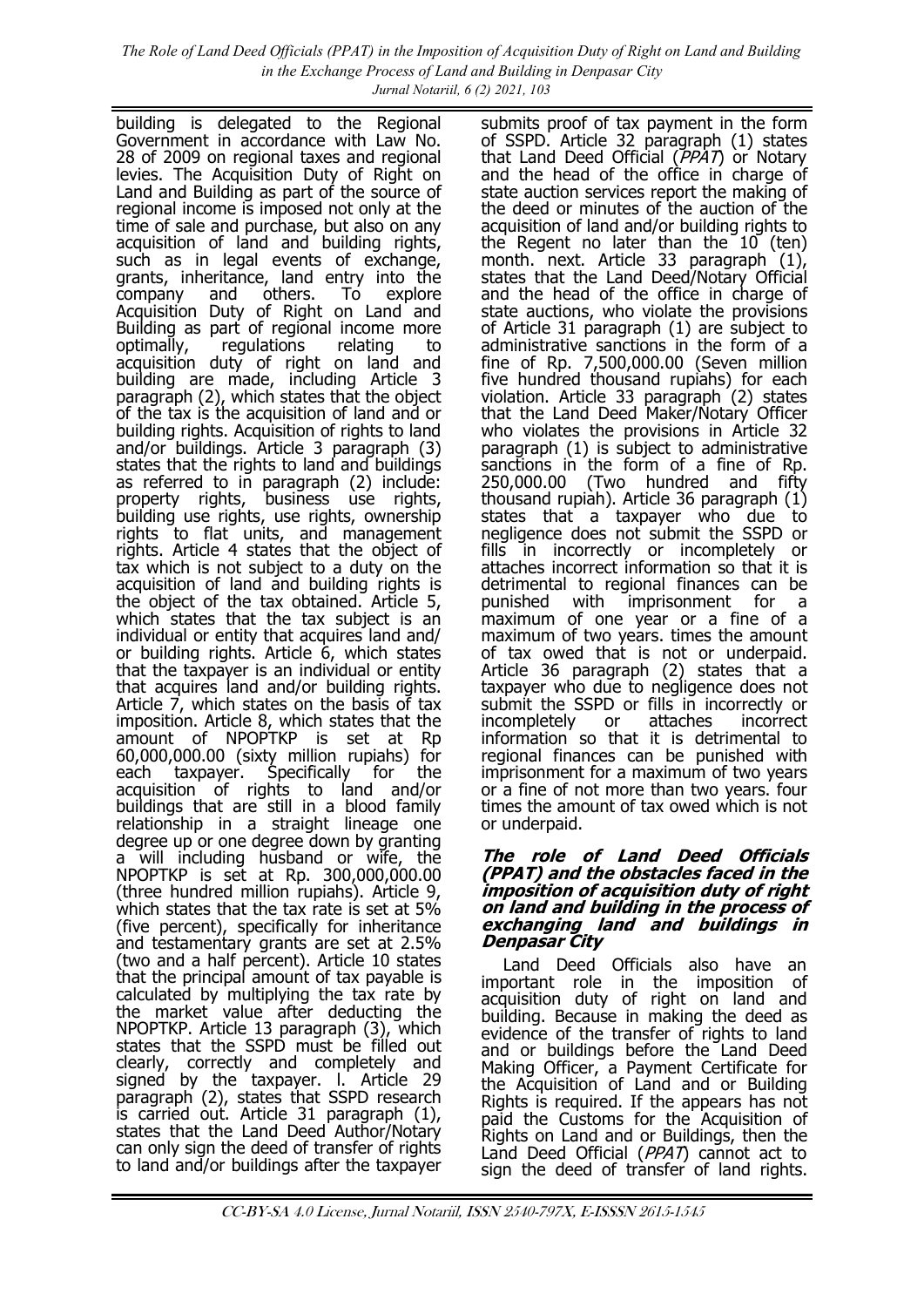building is delegated to the Regional Government in accordance with Law No. 28 of 2009 on regional taxes and regional levies. The Acquisition Duty of Right on Land and Building as part of the source of regional income is imposed not only at the time of sale and purchase, but also on any acquisition of land and building rights, such as in legal events of exchange, grants, inheritance, land entry into the company and others. To explore Acquisition Duty of Right on Land and Building as part of regional income more optimally, regulations relating to acquisition duty of right on land and building are made, including Article 3 paragraph (2), which states that the object of the tax is the acquisition of land and or building rights. Acquisition of rights to land and/or buildings. Article 3 paragraph (3) states that the rights to land and buildings as referred to in paragraph (2) include: property rights, business use rights, building use rights, use rights, ownership rights to flat units, and management rights. Article 4 states that the object of tax which is not subject to a duty on the acquisition of land and building rights is the object of the tax obtained. Article 5, which states that the tax subject is an individual or entity that acquires land and/ or building rights. Article 6, which states that the taxpayer is an individual or entity that acquires land and/or building rights. Article 7, which states on the basis of tax imposition. Article 8, which states that the amount of NPOPTKP is set at Rp 60,000,000.00 (sixty million rupiahs) for each taxpayer. Specifically for the acquisition of rights to land and/or buildings that are still in a blood family relationship in a straight lineage one degree up or one degree down by granting a will including husband or wife, the NPOPTKP is set at Rp. 300,000,000.00 (three hundred million rupiahs). Article 9, which states that the tax rate is set at 5% (five percent), specifically for inheritance and testamentary grants are set at 2.5% (two and a half percent). Article 10 states that the principal amount of tax payable is calculated by multiplying the tax rate by the market value after deducting the NPOPTKP. Article 13 paragraph (3), which states that the SSPD must be filled out clearly, correctly and completely and signed by the taxpayer. l. Article 29 paragraph (2), states that SSPD research is carried out. Article 31 paragraph (1), states that the Land Deed Author/Notary can only sign the deed of transfer of rights to land and/or buildings after the taxpayer submits proof of tax payment in the form of SSPD. Article 32 paragraph (1) states that Land Deed Official (*PPAT*) or Notary and the head of the office in charge of state auction services report the making of the deed or minutes of the auction of the acquisition of land and/or building rights to the Regent no later than the 10 (ten) month. next. Article 33 paragraph (1), states that the Land Deed/Notary Official and the head of the office in charge of state auctions, who violate the provisions of Article 31 paragraph (1) are subject to administrative sanctions in the form of a fine of Rp. 7,500,000.00 (Seven million five hundred thousand rupiahs) for each violation. Article 33 paragraph (2) states that the Land Deed Maker/Notary Officer who violates the provisions in Article 32 paragraph (1) is subject to administrative sanctions in the form of a fine of Rp. 250,000.00 (Two hundred and fifty thousand rupiah). Article 36 paragraph (1) states that a taxpayer who due to negligence does not submit the SSPD or fills in incorrectly or incompletely or attaches incorrect information so that it is detrimental to regional finances can be punished with imprisonment for a maximum of one year or a fine of a maximum of two years. times the amount of tax owed that is not or underpaid. Article 36 paragraph (2) states that a taxpayer who due to negligence does not submit the SSPD or fills in incorrectly or incompletely or attaches incorrect information so that it is detrimental to regional finances can be punished with imprisonment for a maximum of two years or a fine of not more than two years. four times the amount of tax owed which is not or underpaid.

## The role of Land Deed Officials (PPAT) and the obstacles faced in the imposition of acquisition duty of right on land and building in the process of exchanging land and buildings in Denpasar City

Land Deed Officials also have an important role in the imposition of acquisition duty of right on land and building. Because in making the deed as evidence of the transfer of rights to land and or buildings before the Land Deed Making Officer, a Payment Certificate for the Acquisition of Land and or Building Rights is required. If the appears has not paid the Customs for the Acquisition of Rights on Land and or Buildings, then the Land Deed Official (*PPAT*) cannot act to sign the deed of transfer of land rights.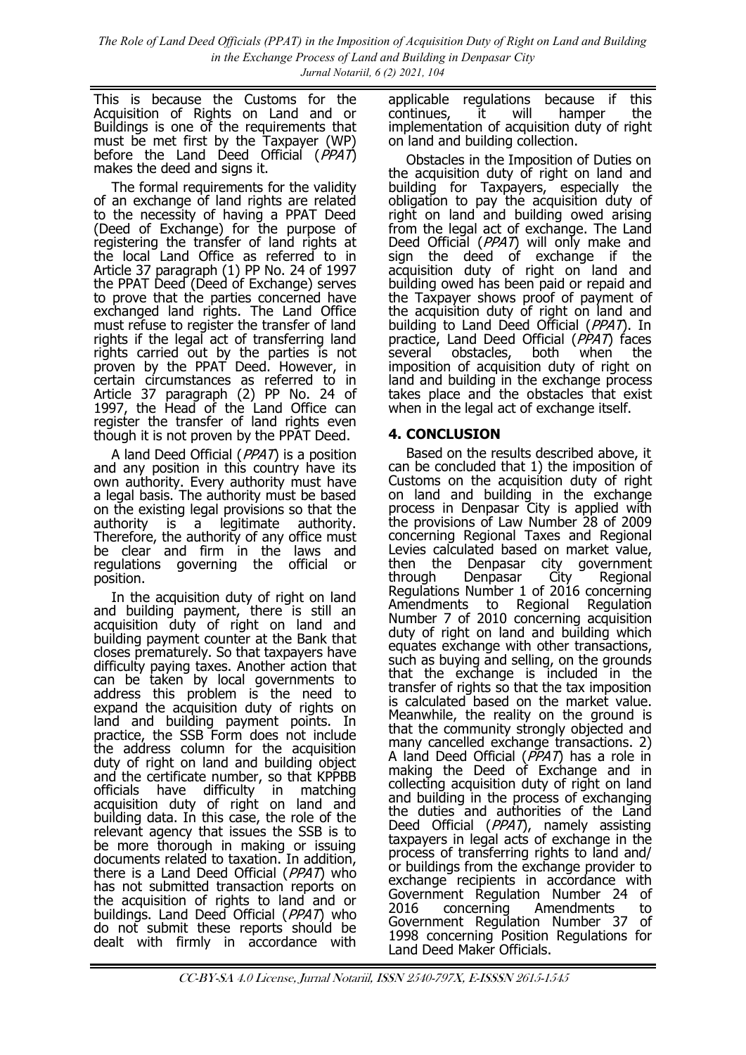This is because the Customs for the Acquisition of Rights on Land and or Buildings is one of the requirements that must be met first by the Taxpayer (WP) before the Land Deed Official (*PPAT*) makes the deed and signs it.

The formal requirements for the validity of an exchange of land rights are related to the necessity of having a PPAT Deed (Deed of Exchange) for the purpose of registering the transfer of land rights at the local Land Office as referred to in Article 37 paragraph (1) PP No. 24 of 1997 the PPAT Deed (Deed of Exchange) serves to prove that the parties concerned have exchanged land rights. The Land Office must refuse to register the transfer of land rights if the legal act of transferring land rights carried out by the parties is not proven by the PPAT Deed. However, in certain circumstances as referred to in Article 37 paragraph (2) PP No. 24 of 1997, the Head of the Land Office can register the transfer of land rights even though it is not proven by the PPAT Deed.

A land Deed Official (*PPAT*) is a position and any position in this country have its own authority. Every authority must have a legal basis. The authority must be based on the existing legal provisions so that the authority is a legitimate authority. Therefore, the authority of any office must be clear and firm in the laws and regulations governing the official or position.

In the acquisition duty of right on land and building payment, there is still an acquisition duty of right on land and building payment counter at the Bank that closes prematurely. So that taxpayers have difficulty paying taxes. Another action that can be taken by local governments to address this problem is the need to expand the acquisition duty of rights on land and building payment points. In practice, the SSB Form does not include the address column for the acquisition duty of right on land and building object and the certificate number, so that KPPBB officials have difficulty in matching acquisition duty of right on land and building data. In this case, the role of the relevant agency that issues the SSB is to be more thorough in making or issuing documents related to taxation. In addition, there is a Land Deed Official (*PPAT*) who has not submitted transaction reports on the acquisition of rights to land and or buildings. Land Deed Official (*PPAT*) who do not submit these reports should be dealt with firmly in accordance with applicable regulations because if this continues, it will hamper the implementation of acquisition duty of right on land and building collection.

Obstacles in the Imposition of Duties on the acquisition duty of right on land and building for Taxpayers, especially the obligation to pay the acquisition duty of right on land and building owed arising from the legal act of exchange. The Land Deed Official (*PPAT*) will only make and sign the deed of exchange if the acquisition duty of right on land and building owed has been paid or repaid and the Taxpayer shows proof of payment of the acquisition duty of right on land and building to Land Deed Official (*PPAT*). In practice, Land Deed Official (*PPAT*) faces several obstacles, both when the imposition of acquisition duty of right on land and building in the exchange process takes place and the obstacles that exist when in the legal act of exchange itself.

## 4. CONCLUSION

Based on the results described above, it can be concluded that 1) the imposition of Customs on the acquisition duty of right on land and building in the exchange process in Denpasar City is applied with the provisions of Law Number 28 of 2009 concerning Regional Taxes and Regional Levies calculated based on market value, then the Denpasar city government through Denpasar City Regional Regulations Number 1 of 2016 concerning Amendments to Regional Regulation Number 7 of 2010 concerning acquisition duty of right on land and building which equates exchange with other transactions, such as buying and selling, on the grounds that the exchange is included in the transfer of rights so that the tax imposition is calculated based on the market value. Meanwhile, the reality on the ground is that the community strongly objected and many cancelled exchange transactions. 2) A land Deed Official (*PPAT*) has a role in making the Deed of Exchange and in collecting acquisition duty of right on land and building in the process of exchanging the duties and authorities of the Land Deed Official (*PPAT*), namely assisting taxpayers in legal acts of exchange in the process of transferring rights to land and/ or buildings from the exchange provider to exchange recipients in accordance with Government Regulation Number 24 of 2016 concerning Amendments to Government Regulation Number 37 of 1998 concerning Position Regulations for Land Deed Maker Officials.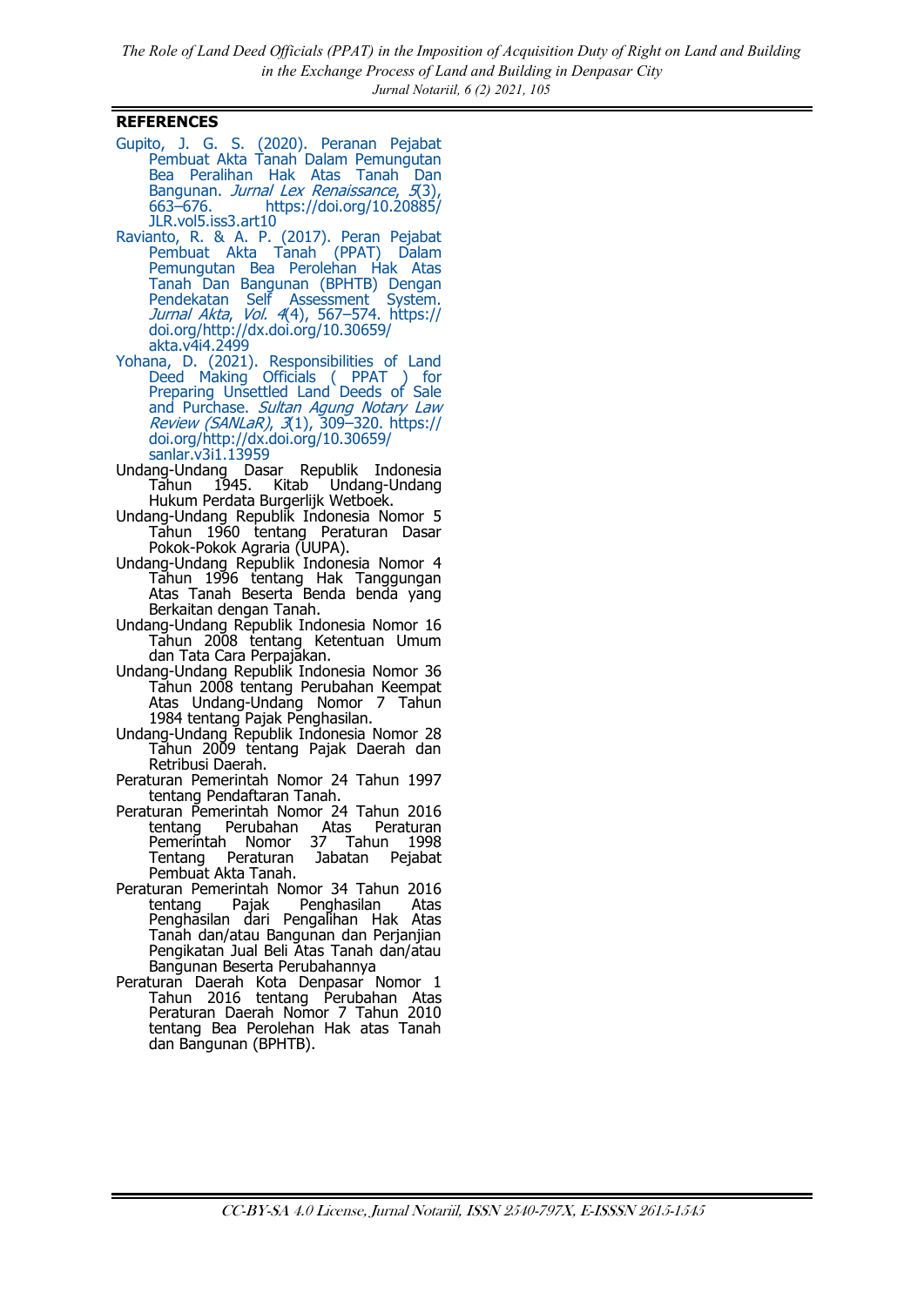## REFERENCES

Gupito, J. G. S. (2020). Peranan Pejabat Pembuat Akta Tanah Dalam Pemungutan Bea Peralihan Hak Atas Tanah Dan Bangunan. *Jurnal Lex Renaissance*, *5*(3), 663–676. https://doi.org/10.20885/JLR.vol5.iss3.art10

Ravianto, R. & A. P. (2017). Peran Pejabat Pembuat Akta Tanah (PPAT) Dalam Pemungutan Bea Perolehan Hak Atas Tanah Dan Bangunan (BPHTB) Dengan Pendekatan Self Assessment System. *Jurnal Akta*, *Vol. 4*(4), 567–574. https://doi.org/http://dx.doi.org/10.30659/akta.v4i4.2499

Yohana, D. (2021). Responsibilities of Land Deed Making Officials ( PPAT ) for Preparing Unsettled Land Deeds of Sale and Purchase. *Sultan Agung Notary Law Review (SANLaR)*, *3*(1), 309–320. https://doi.org/http://dx.doi.org/10.30659/sanlar.v3i1.13959

Undang-Undang Dasar Republik Indonesia Tahun 1945. Kitab Undang-Undang Hukum Perdata Burgerlijk Wetboek.

Undang-Undang Republik Indonesia Nomor 5 Tahun 1960 tentang Peraturan Dasar Pokok-Pokok Agraria (UUPA).

Undang-Undang Republik Indonesia Nomor 4 Tahun 1996 tentang Hak Tanggungan Atas Tanah Beserta Benda benda yang Berkaitan dengan Tanah.

Undang-Undang Republik Indonesia Nomor 16 Tahun 2008 tentang Ketentuan Umum dan Tata Cara Perpajakan.

Undang-Undang Republik Indonesia Nomor 36 Tahun 2008 tentang Perubahan Keempat Atas Undang-Undang Nomor 7 Tahun 1984 tentang Pajak Penghasilan.

Undang-Undang Republik Indonesia Nomor 28 Tahun 2009 tentang Pajak Daerah dan Retribusi Daerah.

Peraturan Pemerintah Nomor 24 Tahun 1997 tentang Pendaftaran Tanah.

Peraturan Pemerintah Nomor 24 Tahun 2016 tentang Perubahan Atas Peraturan Pemerintah Nomor 37 Tahun 1998 Tentang Peraturan Jabatan Pejabat Pembuat Akta Tanah.

Peraturan Pemerintah Nomor 34 Tahun 2016 tentang Pajak Penghasilan Atas Penghasilan dari Pengalihan Hak Atas Tanah dan/atau Bangunan dan Perjanjian Pengikatan Jual Beli Atas Tanah dan/atau Bangunan Beserta Perubahannya

Peraturan Daerah Kota Denpasar Nomor 1 Tahun 2016 tentang Perubahan Atas Peraturan Daerah Nomor 7 Tahun 2010 tentang Bea Perolehan Hak atas Tanah dan Bangunan (BPHTB).